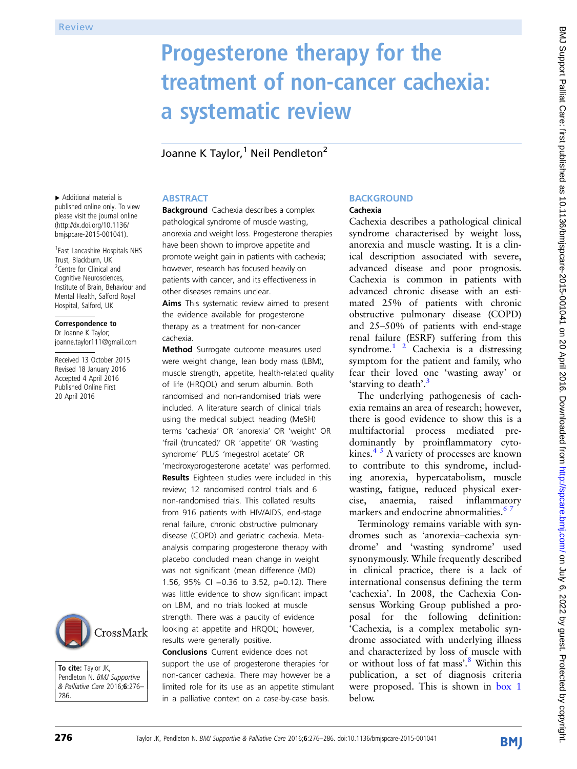Review

# Progesterone therapy for the treatment of non-cancer cachexia: a systematic review

Joanne K Taylor,[1] Neil Pendleton[2]

▸ Additional material is published online only. To view please visit the journal online (http://dx.doi.org/10.1136/bmjspcare-2015-001041).

[1]East Lancashire Hospitals NHS Trust, Blackburn, UK
[2]Centre for Clinical and Cognitive Neurosciences, Institute of Brain, Behaviour and Mental Health, Salford Royal Hospital, Salford, UK

**Correspondence to**
Dr Joanne K Taylor; joanne.taylor111@gmail.com

Received 13 October 2015
Revised 18 January 2016
Accepted 4 April 2016
Published Online First 20 April 2016

**To cite:** Taylor JK, Pendleton N. *BMJ Supportive & Palliative Care* 2016;**6**:276–286.

## ABSTRACT

**Background** Cachexia describes a complex pathological syndrome of muscle wasting, anorexia and weight loss. Progesterone therapies have been shown to improve appetite and promote weight gain in patients with cachexia; however, research has focused heavily on patients with cancer, and its effectiveness in other diseases remains unclear.

**Aims** This systematic review aimed to present the evidence available for progesterone therapy as a treatment for non-cancer cachexia.

**Method** Surrogate outcome measures used were weight change, lean body mass (LBM), muscle strength, appetite, health-related quality of life (HRQOL) and serum albumin. Both randomised and non-randomised trials were included. A literature search of clinical trials using the medical subject heading (MeSH) terms 'cachexia' OR 'anorexia' OR 'weight' OR 'frail (truncated)' OR 'appetite' OR 'wasting syndrome' PLUS 'megestrol acetate' OR 'medroxyprogesterone acetate' was performed.

**Results** Eighteen studies were included in this review; 12 randomised control trials and 6 non-randomised trials. This collated results from 916 patients with HIV/AIDS, end-stage renal failure, chronic obstructive pulmonary disease (COPD) and geriatric cachexia. Meta-analysis comparing progesterone therapy with placebo concluded mean change in weight was not significant (mean difference (MD) 1.56, 95% CI −0.36 to 3.52, p=0.12). There was little evidence to show significant impact on LBM, and no trials looked at muscle strength. There was a paucity of evidence looking at appetite and HRQOL; however, results were generally positive.

**Conclusions** Current evidence does not support the use of progesterone therapies for non-cancer cachexia. There may however be a limited role for its use as an appetite stimulant in a palliative context on a case-by-case basis.

## BACKGROUND

### Cachexia

Cachexia describes a pathological clinical syndrome characterised by weight loss, anorexia and muscle wasting. It is a clinical description associated with severe, advanced disease and poor prognosis. Cachexia is common in patients with advanced chronic disease with an estimated 25% of patients with chronic obstructive pulmonary disease (COPD) and 25–50% of patients with end-stage renal failure (ESRF) suffering from this syndrome.[1,2] Cachexia is a distressing symptom for the patient and family, who fear their loved one 'wasting away' or 'starving to death'.[3]

The underlying pathogenesis of cachexia remains an area of research; however, there is good evidence to show this is a multifactorial process mediated predominantly by proinflammatory cytokines.[4,5] A variety of processes are known to contribute to this syndrome, including anorexia, hypercatabolism, muscle wasting, fatigue, reduced physical exercise, anaemia, raised inflammatory markers and endocrine abnormalities.[6,7]

Terminology remains variable with syndromes such as 'anorexia–cachexia syndrome' and 'wasting syndrome' used synonymously. While frequently described in clinical practice, there is a lack of international consensus defining the term 'cachexia'. In 2008, the Cachexia Consensus Working Group published a proposal for the following definition: 'Cachexia, is a complex metabolic syndrome associated with underlying illness and characterized by loss of muscle with or without loss of fat mass'.[8] Within this publication, a set of diagnosis criteria were proposed. This is shown in box 1 below.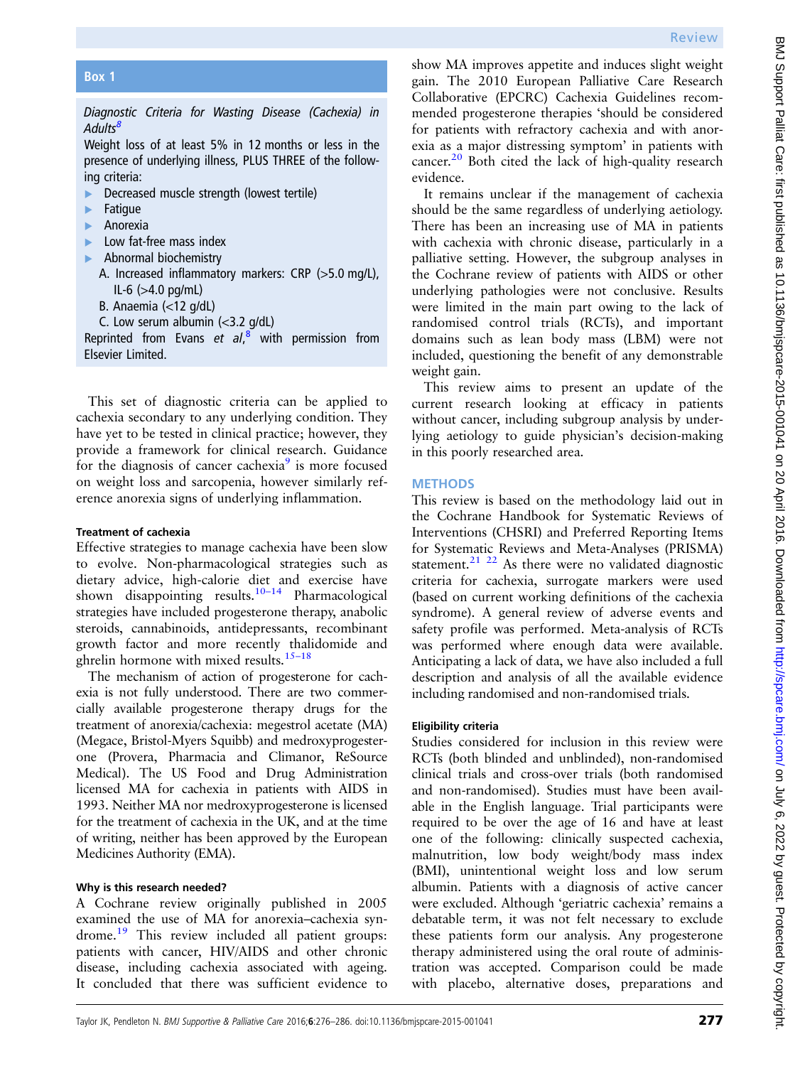**Box 1**

*Diagnostic Criteria for Wasting Disease (Cachexia) in Adults*[8]

Weight loss of at least 5% in 12 months or less in the presence of underlying illness, PLUS THREE of the following criteria:

- Decreased muscle strength (lowest tertile)
- Fatigue
- Anorexia
- Low fat-free mass index
- Abnormal biochemistry
  - A. Increased inflammatory markers: CRP (>5.0 mg/L), IL-6 (>4.0 pg/mL)
  - B. Anaemia (<12 g/dL)
  - C. Low serum albumin (<3.2 g/dL)

Reprinted from Evans *et al*,[8] with permission from Elsevier Limited.

This set of diagnostic criteria can be applied to cachexia secondary to any underlying condition. They have yet to be tested in clinical practice; however, they provide a framework for clinical research. Guidance for the diagnosis of cancer cachexia[9] is more focused on weight loss and sarcopenia, however similarly reference anorexia signs of underlying inflammation.

#### Treatment of cachexia

Effective strategies to manage cachexia have been slow to evolve. Non-pharmacological strategies such as dietary advice, high-calorie diet and exercise have shown disappointing results.[10–14] Pharmacological strategies have included progesterone therapy, anabolic steroids, cannabinoids, antidepressants, recombinant growth factor and more recently thalidomide and ghrelin hormone with mixed results.[15–18]

The mechanism of action of progesterone for cachexia is not fully understood. There are two commercially available progesterone therapy drugs for the treatment of anorexia/cachexia: megestrol acetate (MA) (Megace, Bristol-Myers Squibb) and medroxyprogesterone (Provera, Pharmacia and Climanor, ReSource Medical). The US Food and Drug Administration licensed MA for cachexia in patients with AIDS in 1993. Neither MA nor medroxyprogesterone is licensed for the treatment of cachexia in the UK, and at the time of writing, neither has been approved by the European Medicines Authority (EMA).

#### Why is this research needed?

A Cochrane review originally published in 2005 examined the use of MA for anorexia–cachexia syndrome.[19] This review included all patient groups: patients with cancer, HIV/AIDS and other chronic disease, including cachexia associated with ageing. It concluded that there was sufficient evidence to show MA improves appetite and induces slight weight gain. The 2010 European Palliative Care Research Collaborative (EPCRC) Cachexia Guidelines recommended progesterone therapies 'should be considered for patients with refractory cachexia and with anorexia as a major distressing symptom' in patients with cancer.[20] Both cited the lack of high-quality research evidence.

It remains unclear if the management of cachexia should be the same regardless of underlying aetiology. There has been an increasing use of MA in patients with cachexia with chronic disease, particularly in a palliative setting. However, the subgroup analyses in the Cochrane review of patients with AIDS or other underlying pathologies were not conclusive. Results were limited in the main part owing to the lack of randomised control trials (RCTs), and important domains such as lean body mass (LBM) were not included, questioning the benefit of any demonstrable weight gain.

This review aims to present an update of the current research looking at efficacy in patients without cancer, including subgroup analysis by underlying aetiology to guide physician's decision-making in this poorly researched area.

## METHODS

This review is based on the methodology laid out in the Cochrane Handbook for Systematic Reviews of Interventions (CHSRI) and Preferred Reporting Items for Systematic Reviews and Meta-Analyses (PRISMA) statement.[21 22] As there were no validated diagnostic criteria for cachexia, surrogate markers were used (based on current working definitions of the cachexia syndrome). A general review of adverse events and safety profile was performed. Meta-analysis of RCTs was performed where enough data were available. Anticipating a lack of data, we have also included a full description and analysis of all the available evidence including randomised and non-randomised trials.

#### Eligibility criteria

Studies considered for inclusion in this review were RCTs (both blinded and unblinded), non-randomised clinical trials and cross-over trials (both randomised and non-randomised). Studies must have been available in the English language. Trial participants were required to be over the age of 16 and have at least one of the following: clinically suspected cachexia, malnutrition, low body weight/body mass index (BMI), unintentional weight loss and low serum albumin. Patients with a diagnosis of active cancer were excluded. Although 'geriatric cachexia' remains a debatable term, it was not felt necessary to exclude these patients form our analysis. Any progesterone therapy administered using the oral route of administration was accepted. Comparison could be made with placebo, alternative doses, preparations and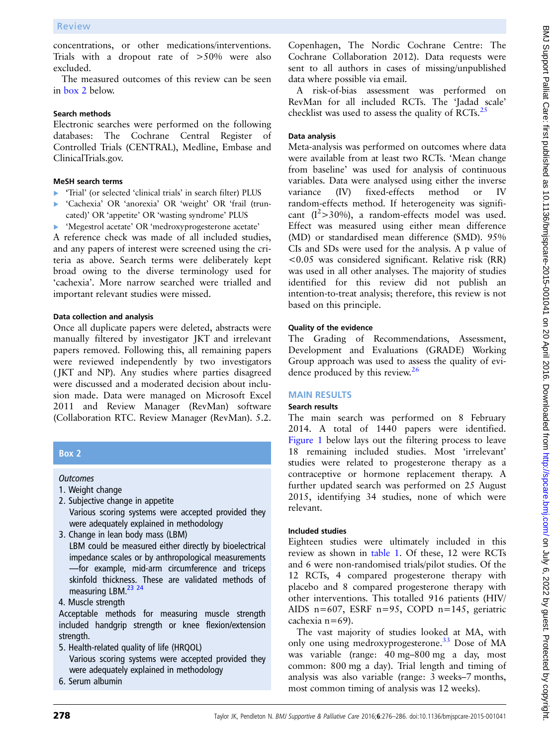concentrations, or other medications/interventions. Trials with a dropout rate of >50% were also excluded.

The measured outcomes of this review can be seen in box 2 below.

### Search methods

Electronic searches were performed on the following databases: The Cochrane Central Register of Controlled Trials (CENTRAL), Medline, Embase and ClinicalTrials.gov.

### MeSH search terms

- 'Trial' (or selected 'clinical trials' in search filter) PLUS
- 'Cachexia' OR 'anorexia' OR 'weight' OR 'frail (truncated)' OR 'appetite' OR 'wasting syndrome' PLUS
- 'Megestrol acetate' OR 'medroxyprogesterone acetate'

A reference check was made of all included studies, and any papers of interest were screened using the criteria as above. Search terms were deliberately kept broad owing to the diverse terminology used for 'cachexia'. More narrow searched were trialled and important relevant studies were missed.

### Data collection and analysis

Once all duplicate papers were deleted, abstracts were manually filtered by investigator JKT and irrelevant papers removed. Following this, all remaining papers were reviewed independently by two investigators (JKT and NP). Any studies where parties disagreed were discussed and a moderated decision about inclusion made. Data were managed on Microsoft Excel 2011 and Review Manager (RevMan) software (Collaboration RTC. Review Manager (RevMan). 5.2. Copenhagen, The Nordic Cochrane Centre: The Cochrane Collaboration 2012). Data requests were sent to all authors in cases of missing/unpublished data where possible via email.

A risk-of-bias assessment was performed on RevMan for all included RCTs. The 'Jadad scale' checklist was used to assess the quality of RCTs.[25]

> **Box 2**
>
> *Outcomes*
>
> 1. Weight change
> 2. Subjective change in appetite
>    Various scoring systems were accepted provided they were adequately explained in methodology
> 3. Change in lean body mass (LBM)
>    LBM could be measured either directly by bioelectrical impedance scales or by anthropological measurements—for example, mid-arm circumference and triceps skinfold thickness. These are validated methods of measuring LBM.[23 24]
> 4. Muscle strength
>    Acceptable methods for measuring muscle strength included handgrip strength or knee flexion/extension strength.
> 5. Health-related quality of life (HRQOL)
>    Various scoring systems were accepted provided they were adequately explained in methodology
> 6. Serum albumin

### Data analysis

Meta-analysis was performed on outcomes where data were available from at least two RCTs. 'Mean change from baseline' was used for analysis of continuous variables. Data were analysed using either the inverse variance (IV) fixed-effects method or IV random-effects method. If heterogeneity was significant ($I^2$>30%), a random-effects model was used. Effect was measured using either mean difference (MD) or standardised mean difference (SMD). 95% CIs and SDs were used for the analysis. A p value of <0.05 was considered significant. Relative risk (RR) was used in all other analyses. The majority of studies identified for this review did not publish an intention-to-treat analysis; therefore, this review is not based on this principle.

### Quality of the evidence

The Grading of Recommendations, Assessment, Development and Evaluations (GRADE) Working Group approach was used to assess the quality of evidence produced by this review.[26]

## MAIN RESULTS

### Search results

The main search was performed on 8 February 2014. A total of 1440 papers were identified. Figure 1 below lays out the filtering process to leave 18 remaining included studies. Most 'irrelevant' studies were related to progesterone therapy as a contraceptive or hormone replacement therapy. A further updated search was performed on 25 August 2015, identifying 34 studies, none of which were relevant.

### Included studies

Eighteen studies were ultimately included in this review as shown in table 1. Of these, 12 were RCTs and 6 were non-randomised trials/pilot studies. Of the 12 RCTs, 4 compared progesterone therapy with placebo and 8 compared progesterone therapy with other interventions. This totalled 916 patients (HIV/AIDS n=607, ESRF n=95, COPD n=145, geriatric cachexia n=69).

The vast majority of studies looked at MA, with only one using medroxyprogesterone.[33] Dose of MA was variable (range: 40 mg–800 mg a day, most common: 800 mg a day). Trial length and timing of analysis was also variable (range: 3 weeks–7 months, most common timing of analysis was 12 weeks).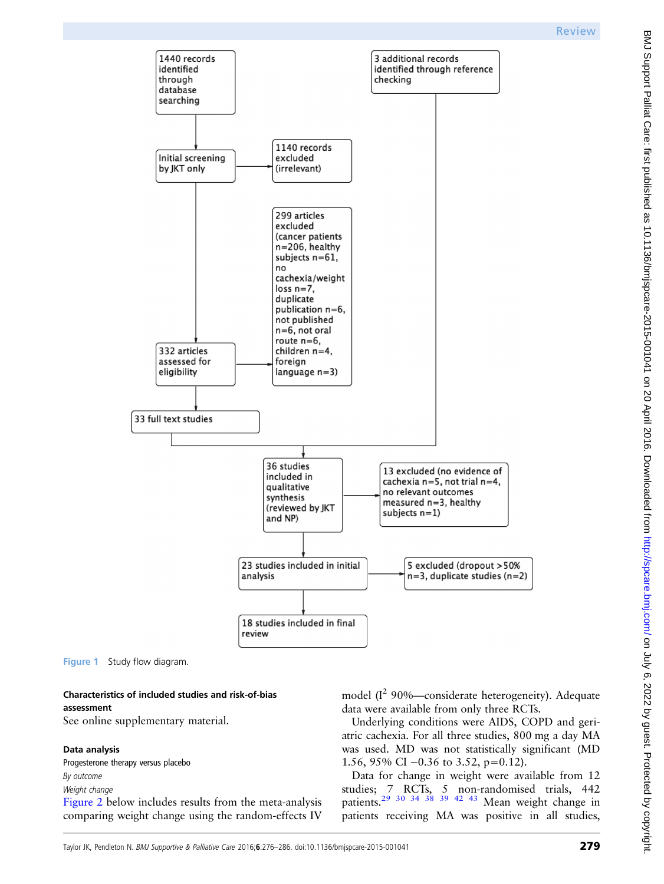1440 records identified through database searching

3 additional records identified through reference checking

Initial screening by JKT only

1140 records excluded (irrelevant)

299 articles excluded (cancer patients n=206, healthy subjects n=61, no cachexia/weight loss n=7, duplicate publication n=6, not published n=6, not oral route n=6, children n=4, foreign language n=3)

332 articles assessed for eligibility

33 full text studies

36 studies included in qualitative synthesis (reviewed by JKT and NP)

13 excluded (no evidence of cachexia n=5, not trial n=4, no relevant outcomes measured n=3, healthy subjects n=1)

23 studies included in initial analysis

5 excluded (dropout >50% n=3, duplicate studies (n=2)

18 studies included in final review

**Figure 1** Study flow diagram.

**Characteristics of included studies and risk-of-bias assessment**

See online supplementary material.

**Data analysis**

Progesterone therapy versus placebo

*By outcome*

*Weight change*

Figure 2 below includes results from the meta-analysis comparing weight change using the random-effects IV model ($I^2$ 90%—considerate heterogeneity). Adequate data were available from only three RCTs.

Underlying conditions were AIDS, COPD and geriatric cachexia. For all three studies, 800 mg a day MA was used. MD was not statistically significant (MD 1.56, 95% CI −0.36 to 3.52, p=0.12).

Data for change in weight were available from 12 studies; 7 RCTs, 5 non-randomised trials, 442 patients.[29 30 34 38 39 42 43] Mean weight change in patients receiving MA was positive in all studies,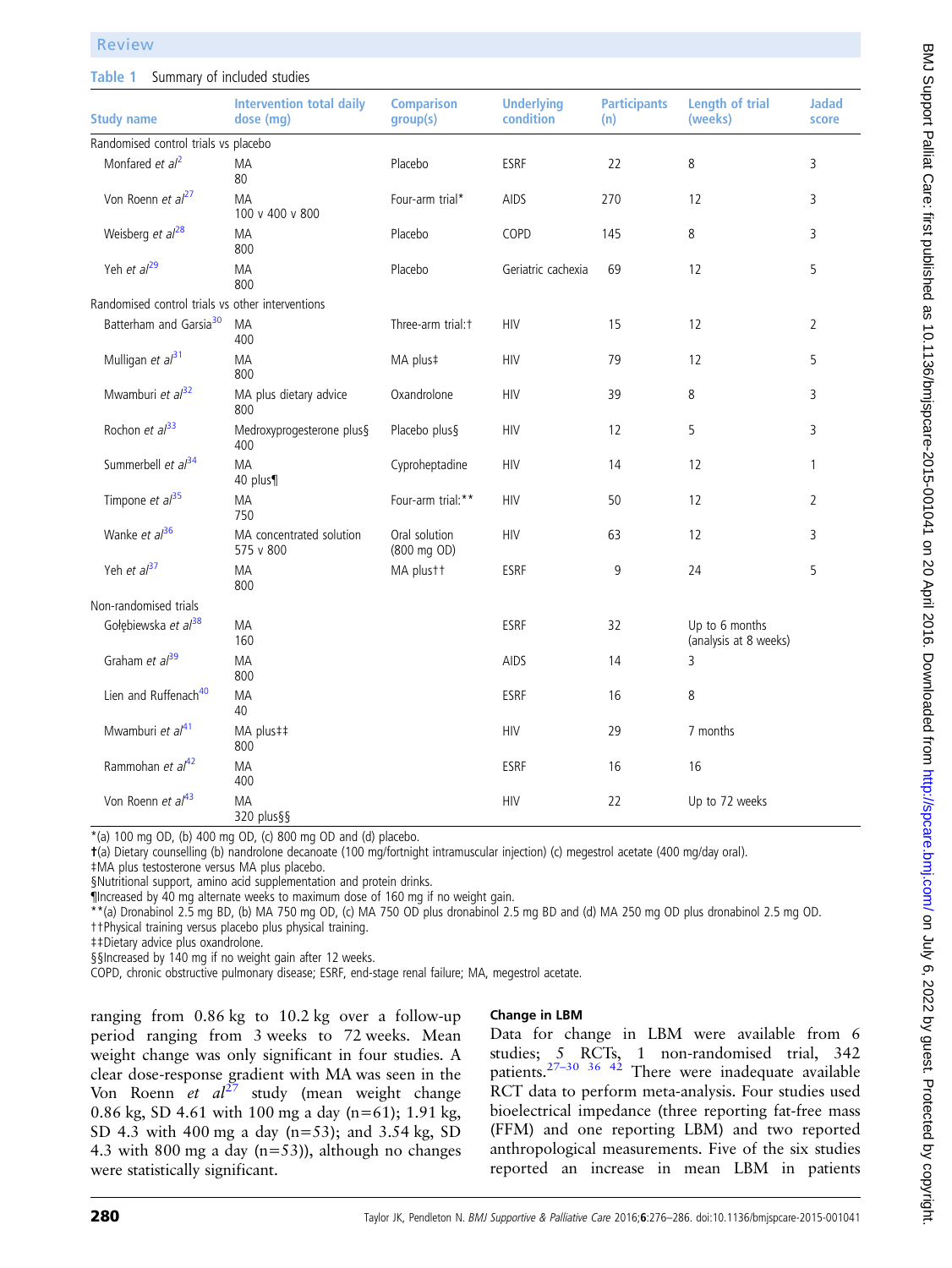**Table 1** Summary of included studies

| Study name | Intervention total daily dose (mg) | Comparison group(s) | Underlying condition | Participants (n) | Length of trial (weeks) | Jadad score |
|---|---|---|---|---|---|---|
| Randomised control trials vs placebo | | | | | | |
| Monfared *et al*[2] | MA 80 | Placebo | ESRF | 22 | 8 | 3 |
| Von Roenn *et al*[27] | MA 100 v 400 v 800 | Four-arm trial* | AIDS | 270 | 12 | 3 |
| Weisberg *et al*[28] | MA 800 | Placebo | COPD | 145 | 8 | 3 |
| Yeh *et al*[29] | MA 800 | Placebo | Geriatric cachexia | 69 | 12 | 5 |
| Randomised control trials vs other interventions | | | | | | |
| Batterham and Garsia[30] | MA 400 | Three-arm trial:† | HIV | 15 | 12 | 2 |
| Mulligan *et al*[31] | MA 800 | MA plus‡ | HIV | 79 | 12 | 5 |
| Mwamburi *et al*[32] | MA plus dietary advice 800 | Oxandrolone | HIV | 39 | 8 | 3 |
| Rochon *et al*[33] | Medroxyprogesterone plus§ 400 | Placebo plus§ | HIV | 12 | 5 | 3 |
| Summerbell *et al*[34] | MA 40 plus¶ | Cyproheptadine | HIV | 14 | 12 | 1 |
| Timpone *et al*[35] | MA 750 | Four-arm trial:** | HIV | 50 | 12 | 2 |
| Wanke *et al*[36] | MA concentrated solution 575 v 800 | Oral solution (800 mg OD) | HIV | 63 | 12 | 3 |
| Yeh *et al*[37] | MA 800 | MA plus†† | ESRF | 9 | 24 | 5 |
| Non-randomised trials | | | | | | |
| Gołębiewska *et al*[38] | MA 160 | | ESRF | 32 | Up to 6 months (analysis at 8 weeks) | |
| Graham *et al*[39] | MA 800 | | AIDS | 14 | 3 | |
| Lien and Ruffenach[40] | MA 40 | | ESRF | 16 | 8 | |
| Mwamburi *et al*[41] | MA plus‡‡ 800 | | HIV | 29 | 7 months | |
| Rammohan *et al*[42] | MA 400 | | ESRF | 16 | 16 | |
| Von Roenn *et al*[43] | MA 320 plus§§ | | HIV | 22 | Up to 72 weeks | |

*(a) 100 mg OD, (b) 400 mg OD, (c) 800 mg OD and (d) placebo.
†(a) Dietary counselling (b) nandrolone decanoate (100 mg/fortnight intramuscular injection) (c) megestrol acetate (400 mg/day oral).
‡MA plus testosterone versus MA plus placebo.
§Nutritional support, amino acid supplementation and protein drinks.
¶Increased by 40 mg alternate weeks to maximum dose of 160 mg if no weight gain.
**(a) Dronabinol 2.5 mg BD, (b) MA 750 mg OD, (c) MA 750 OD plus dronabinol 2.5 mg BD and (d) MA 250 mg OD plus dronabinol 2.5 mg OD.
††Physical training versus placebo plus physical training.
‡‡Dietary advice plus oxandrolone.
§§Increased by 140 mg if no weight gain after 12 weeks.
COPD, chronic obstructive pulmonary disease; ESRF, end-stage renal failure; MA, megestrol acetate.

ranging from 0.86 kg to 10.2 kg over a follow-up period ranging from 3 weeks to 72 weeks. Mean weight change was only significant in four studies. A clear dose-response gradient with MA was seen in the Von Roenn *et al*[27] study (mean weight change 0.86 kg, SD 4.61 with 100 mg a day (n=61); 1.91 kg, SD 4.3 with 400 mg a day (n=53); and 3.54 kg, SD 4.3 with 800 mg a day (n=53)), although no changes were statistically significant.

### Change in LBM

Data for change in LBM were available from 6 studies; 5 RCTs, 1 non-randomised trial, 342 patients.[27–30 36 42] There were inadequate available RCT data to perform meta-analysis. Four studies used bioelectrical impedance (three reporting fat-free mass (FFM) and one reporting LBM) and two reported anthropological measurements. Five of the six studies reported an increase in mean LBM in patients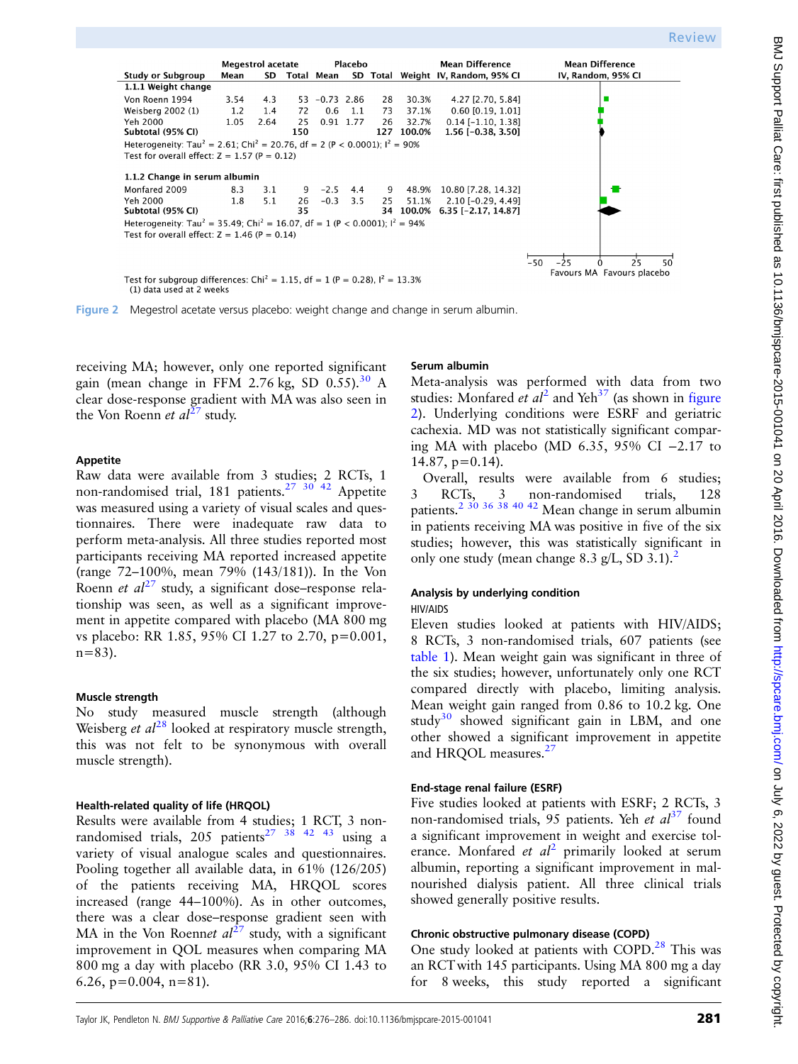| Study or Subgroup | Megestrol acetate Mean | SD | Total | Placebo Mean | SD | Total | Weight | Mean Difference IV, Random, 95% CI |
|---|---|---|---|---|---|---|---|---|
| **1.1.1 Weight change** | | | | | | | | |
| Von Roenn 1994 | 3.54 | 4.3 | 53 | −0.73 | 2.86 | 28 | 30.3% | 4.27 [2.70, 5.84] |
| Weisberg 2002 (1) | 1.2 | 1.4 | 72 | 0.6 | 1.1 | 73 | 37.1% | 0.60 [0.19, 1.01] |
| Yeh 2000 | 1.05 | 2.64 | 25 | 0.91 | 1.77 | 26 | 32.7% | 0.14 [−1.10, 1.38] |
| **Subtotal (95% CI)** | | | **150** | | | **127** | **100.0%** | **1.56 [−0.38, 3.50]** |
| Heterogeneity: Tau² = 2.61; Chi² = 20.76, df = 2 (P < 0.0001); I² = 90% | | | | | | | | |
| Test for overall effect: Z = 1.57 (P = 0.12) | | | | | | | | |
| **1.1.2 Change in serum albumin** | | | | | | | | |
| Monfared 2009 | 8.3 | 3.1 | 9 | −2.5 | 4.4 | 9 | 48.9% | 10.80 [7.28, 14.32] |
| Yeh 2000 | 1.8 | 5.1 | 26 | −0.3 | 3.5 | 25 | 51.1% | 2.10 [−0.29, 4.49] |
| **Subtotal (95% CI)** | | | **35** | | | **34** | **100.0%** | **6.35 [−2.17, 14.87]** |
| Heterogeneity: Tau² = 35.49; Chi² = 16.07, df = 1 (P < 0.0001); I² = 94% | | | | | | | | |
| Test for overall effect: Z = 1.46 (P = 0.14) | | | | | | | | |

Test for subgroup differences: Chi² = 1.15, df = 1 (P = 0.28), I² = 13.3%
(1) data used at 2 weeks

Mean Difference IV, Random, 95% CI (axis −50 to 50): Favours MA / Favours placebo

**Figure 2** Megestrol acetate versus placebo: weight change and change in serum albumin.

receiving MA; however, only one reported significant gain (mean change in FFM 2.76 kg, SD 0.55).[30] A clear dose-response gradient with MA was also seen in the Von Roenn *et al*[27] study.

### Appetite

Raw data were available from 3 studies; 2 RCTs, 1 non-randomised trial, 181 patients.[27 30 42] Appetite was measured using a variety of visual scales and questionnaires. There were inadequate raw data to perform meta-analysis. All three studies reported most participants receiving MA reported increased appetite (range 72–100%, mean 79% (143/181)). In the Von Roenn *et al*[27] study, a significant dose–response relationship was seen, as well as a significant improvement in appetite compared with placebo (MA 800 mg vs placebo: RR 1.85, 95% CI 1.27 to 2.70, p=0.001, n=83).

### Muscle strength

No study measured muscle strength (although Weisberg *et al*[28] looked at respiratory muscle strength, this was not felt to be synonymous with overall muscle strength).

### Health-related quality of life (HRQOL)

Results were available from 4 studies; 1 RCT, 3 non-randomised trials, 205 patients[27 38 42 43] using a variety of visual analogue scales and questionnaires. Pooling together all available data, in 61% (126/205) of the patients receiving MA, HRQOL scores increased (range 44–100%). As in other outcomes, there was a clear dose–response gradient seen with MA in the Von Roenn*et al*[27] study, with a significant improvement in QOL measures when comparing MA 800 mg a day with placebo (RR 3.0, 95% CI 1.43 to 6.26, p=0.004, n=81).

### Serum albumin

Meta-analysis was performed with data from two studies: Monfared *et al*[2] and Yeh[37] (as shown in figure 2). Underlying conditions were ESRF and geriatric cachexia. MD was not statistically significant comparing MA with placebo (MD 6.35, 95% CI −2.17 to 14.87, p=0.14).

Overall, results were available from 6 studies; 3 RCTs, 3 non-randomised trials, 128 patients.[2 30 36 38 40 42] Mean change in serum albumin in patients receiving MA was positive in five of the six studies; however, this was statistically significant in only one study (mean change 8.3 g/L, SD 3.1).[2]

### Analysis by underlying condition

#### HIV/AIDS

Eleven studies looked at patients with HIV/AIDS; 8 RCTs, 3 non-randomised trials, 607 patients (see table 1). Mean weight gain was significant in three of the six studies; however, unfortunately only one RCT compared directly with placebo, limiting analysis. Mean weight gain ranged from 0.86 to 10.2 kg. One study[30] showed significant gain in LBM, and one other showed a significant improvement in appetite and HRQOL measures.[27]

### End-stage renal failure (ESRF)

Five studies looked at patients with ESRF; 2 RCTs, 3 non-randomised trials, 95 patients. Yeh *et al*[37] found a significant improvement in weight and exercise tolerance. Monfared *et al*[2] primarily looked at serum albumin, reporting a significant improvement in malnourished dialysis patient. All three clinical trials showed generally positive results.

### Chronic obstructive pulmonary disease (COPD)

One study looked at patients with COPD.[28] This was an RCT with 145 participants. Using MA 800 mg a day for 8 weeks, this study reported a significant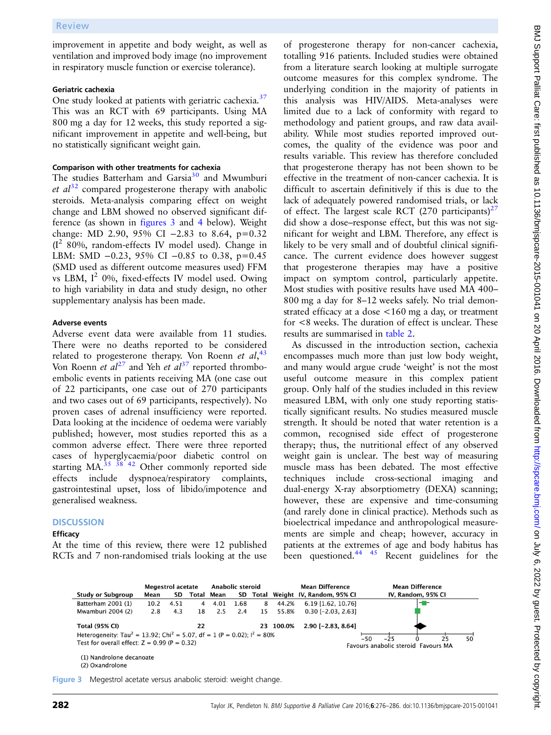improvement in appetite and body weight, as well as ventilation and improved body image (no improvement in respiratory muscle function or exercise tolerance).

### Geriatric cachexia

One study looked at patients with geriatric cachexia.[37] This was an RCT with 69 participants. Using MA 800 mg a day for 12 weeks, this study reported a significant improvement in appetite and well-being, but no statistically significant weight gain.

### Comparison with other treatments for cachexia

The studies Batterham and Garsia[30] and Mwumburi *et al*[32] compared progesterone therapy with anabolic steroids. Meta-analysis comparing effect on weight change and LBM showed no observed significant difference (as shown in figures 3 and 4 below). Weight change: MD 2.90, 95% CI −2.83 to 8.64, p=0.32 ($I^2$ 80%, random-effects IV model used). Change in LBM: SMD −0.23, 95% CI −0.85 to 0.38, p=0.45 (SMD used as different outcome measures used) FFM vs LBM, $I^2$ 0%, fixed-effects IV model used. Owing to high variability in data and study design, no other supplementary analysis has been made.

### Adverse events

Adverse event data were available from 11 studies. There were no deaths reported to be considered related to progesterone therapy. Von Roenn *et al*,[43] Von Roenn *et al*[27] and Yeh *et al*[37] reported thromboembolic events in patients receiving MA (one case out of 22 participants, one case out of 270 participants and two cases out of 69 participants, respectively). No proven cases of adrenal insufficiency were reported. Data looking at the incidence of oedema were variably published; however, most studies reported this as a common adverse effect. There were three reported cases of hyperglycaemia/poor diabetic control on starting MA.[35 38 42] Other commonly reported side effects include dyspnoea/respiratory complaints, gastrointestinal upset, loss of libido/impotence and generalised weakness.

## DISCUSSION

### Efficacy

At the time of this review, there were 12 published RCTs and 7 non-randomised trials looking at the use of progesterone therapy for non-cancer cachexia, totalling 916 patients. Included studies were obtained from a literature search looking at multiple surrogate outcome measures for this complex syndrome. The underlying condition in the majority of patients in this analysis was HIV/AIDS. Meta-analyses were limited due to a lack of conformity with regard to methodology and patient groups, and raw data availability. While most studies reported improved outcomes, the quality of the evidence was poor and results variable. This review has therefore concluded that progesterone therapy has not been shown to be effective in the treatment of non-cancer cachexia. It is difficult to ascertain definitively if this is due to the lack of adequately powered randomised trials, or lack of effect. The largest scale RCT (270 participants)[27] did show a dose–response effect, but this was not significant for weight and LBM. Therefore, any effect is likely to be very small and of doubtful clinical significance. The current evidence does however suggest that progesterone therapies may have a positive impact on symptom control, particularly appetite. Most studies with positive results have used MA 400–800 mg a day for 8–12 weeks safely. No trial demonstrated efficacy at a dose <160 mg a day, or treatment for <8 weeks. The duration of effect is unclear. These results are summarised in table 2.

As discussed in the introduction section, cachexia encompasses much more than just low body weight, and many would argue crude 'weight' is not the most useful outcome measure in this complex patient group. Only half of the studies included in this review measured LBM, with only one study reporting statistically significant results. No studies measured muscle strength. It should be noted that water retention is a common, recognised side effect of progesterone therapy; thus, the nutritional effect of any observed weight gain is unclear. The best way of measuring muscle mass has been debated. The most effective techniques include cross-sectional imaging and dual-energy X-ray absorptiometry (DEXA) scanning; however, these are expensive and time-consuming (and rarely done in clinical practice). Methods such as bioelectrical impedance and anthropological measurements are simple and cheap; however, accuracy in patients at the extremes of age and body habitus has been questioned.[44 45] Recent guidelines for the

| Study or Subgroup | Megestrol acetate Mean | SD | Total | Anabolic steroid Mean | SD | Total | Weight | Mean Difference IV, Random, 95% CI |
|---|---|---|---|---|---|---|---|---|
| Batterham 2001 (1) | 10.2 | 4.51 | 4 | 4.01 | 1.68 | 8 | 44.2% | 6.19 [1.62, 10.76] |
| Mwumburi 2004 (2) | 2.8 | 4.3 | 18 | 2.5 | 2.4 | 15 | 55.8% | 0.30 [−2.03, 2.63] |
| **Total (95% CI)** | | | 22 | | | 23 | 100.0% | 2.90 [−2.83, 8.64] |

Heterogeneity: $Tau^2 = 13.92$; $Chi^2 = 5.07$, df = 1 (P = 0.02); $I^2 = 80\%$
Test for overall effect: Z = 0.99 (P = 0.32)

Favours anabolic steroid | Favours MA

(1) Nandrolone decanoate
(2) Oxandrolone

Figure 3 Megestrol acetate versus anabolic steroid: weight change.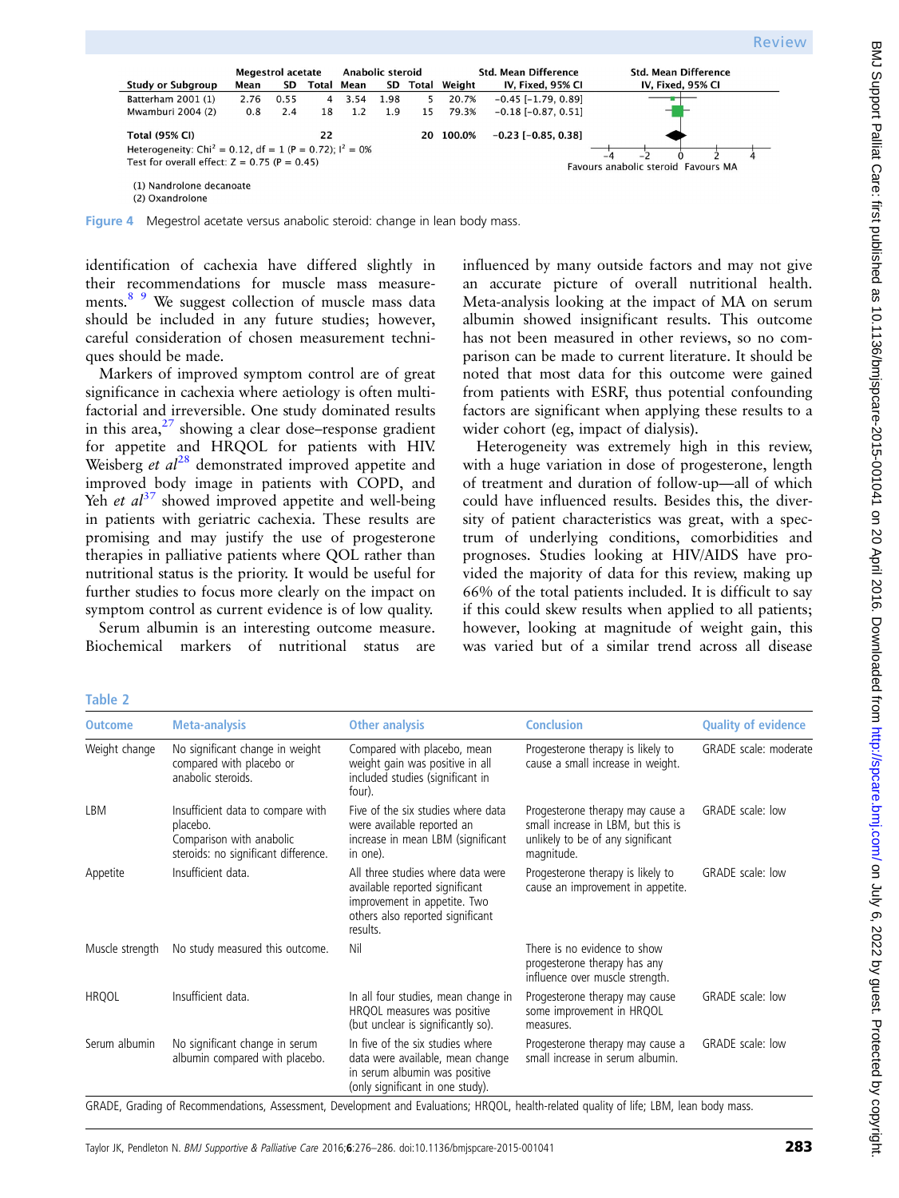| Study or Subgroup | Megestrol acetate | | | Anabolic steroid | | | Weight | Std. Mean Difference |
|---|---|---|---|---|---|---|---|---|
| | Mean | SD | Total | Mean | SD | Total | | IV, Fixed, 95% CI |
| Batterham 2001 (1) | 2.76 | 0.55 | 4 | 3.54 | 1.98 | 5 | 20.7% | −0.45 [−1.79, 0.89] |
| Mwamburi 2004 (2) | 0.8 | 2.4 | 18 | 1.2 | 1.9 | 15 | 79.3% | −0.18 [−0.87, 0.51] |
| **Total (95% CI)** | | | **22** | | | **20** | **100.0%** | **−0.23 [−0.85, 0.38]** |

Heterogeneity: $Chi^2 = 0.12$, df = 1 (P = 0.72); $I^2 = 0\%$
Test for overall effect: Z = 0.75 (P = 0.45)

Favours anabolic steroid / Favours MA

(1) Nandrolone decanoate
(2) Oxandrolone

**Figure 4** Megestrol acetate versus anabolic steroid: change in lean body mass.

identification of cachexia have differed slightly in their recommendations for muscle mass measurements.[8 9] We suggest collection of muscle mass data should be included in any future studies; however, careful consideration of chosen measurement techniques should be made.

Markers of improved symptom control are of great significance in cachexia where aetiology is often multifactorial and irreversible. One study dominated results in this area,[27] showing a clear dose–response gradient for appetite and HRQOL for patients with HIV. Weisberg *et al*[28] demonstrated improved appetite and improved body image in patients with COPD, and Yeh *et al*[37] showed improved appetite and well-being in patients with geriatric cachexia. These results are promising and may justify the use of progesterone therapies in palliative patients where QOL rather than nutritional status is the priority. It would be useful for further studies to focus more clearly on the impact on symptom control as current evidence is of low quality.

Serum albumin is an interesting outcome measure. Biochemical markers of nutritional status are influenced by many outside factors and may not give an accurate picture of overall nutritional health. Meta-analysis looking at the impact of MA on serum albumin showed insignificant results. This outcome has not been measured in other reviews, so no comparison can be made to current literature. It should be noted that most data for this outcome were gained from patients with ESRF, thus potential confounding factors are significant when applying these results to a wider cohort (eg, impact of dialysis).

Heterogeneity was extremely high in this review, with a huge variation in dose of progesterone, length of treatment and duration of follow-up—all of which could have influenced results. Besides this, the diversity of patient characteristics was great, with a spectrum of underlying conditions, comorbidities and prognoses. Studies looking at HIV/AIDS have provided the majority of data for this review, making up 66% of the total patients included. It is difficult to say if this could skew results when applied to all patients; however, looking at magnitude of weight gain, this was varied but of a similar trend across all disease

**Table 2**

| Outcome | Meta-analysis | Other analysis | Conclusion | Quality of evidence |
|---|---|---|---|---|
| Weight change | No significant change in weight compared with placebo or anabolic steroids. | Compared with placebo, mean weight gain was positive in all included studies (significant in four). | Progesterone therapy is likely to cause a small increase in weight. | GRADE scale: moderate |
| LBM | Insufficient data to compare with placebo. Comparison with anabolic steroids: no significant difference. | Five of the six studies where data were available reported an increase in mean LBM (significant in one). | Progesterone therapy may cause a small increase in LBM, but this is unlikely to be of any significant magnitude. | GRADE scale: low |
| Appetite | Insufficient data. | All three studies where data were available reported significant improvement in appetite. Two others also reported significant results. | Progesterone therapy is likely to cause an improvement in appetite. | GRADE scale: low |
| Muscle strength | No study measured this outcome. | Nil | There is no evidence to show progesterone therapy has any influence over muscle strength. | |
| HRQOL | Insufficient data. | In all four studies, mean change in HRQOL measures was positive (but unclear is significantly so). | Progesterone therapy may cause some improvement in HRQOL measures. | GRADE scale: low |
| Serum albumin | No significant change in serum albumin compared with placebo. | In five of the six studies where data were available, mean change in serum albumin was positive (only significant in one study). | Progesterone therapy may cause a small increase in serum albumin. | GRADE scale: low |

GRADE, Grading of Recommendations, Assessment, Development and Evaluations; HRQOL, health-related quality of life; LBM, lean body mass.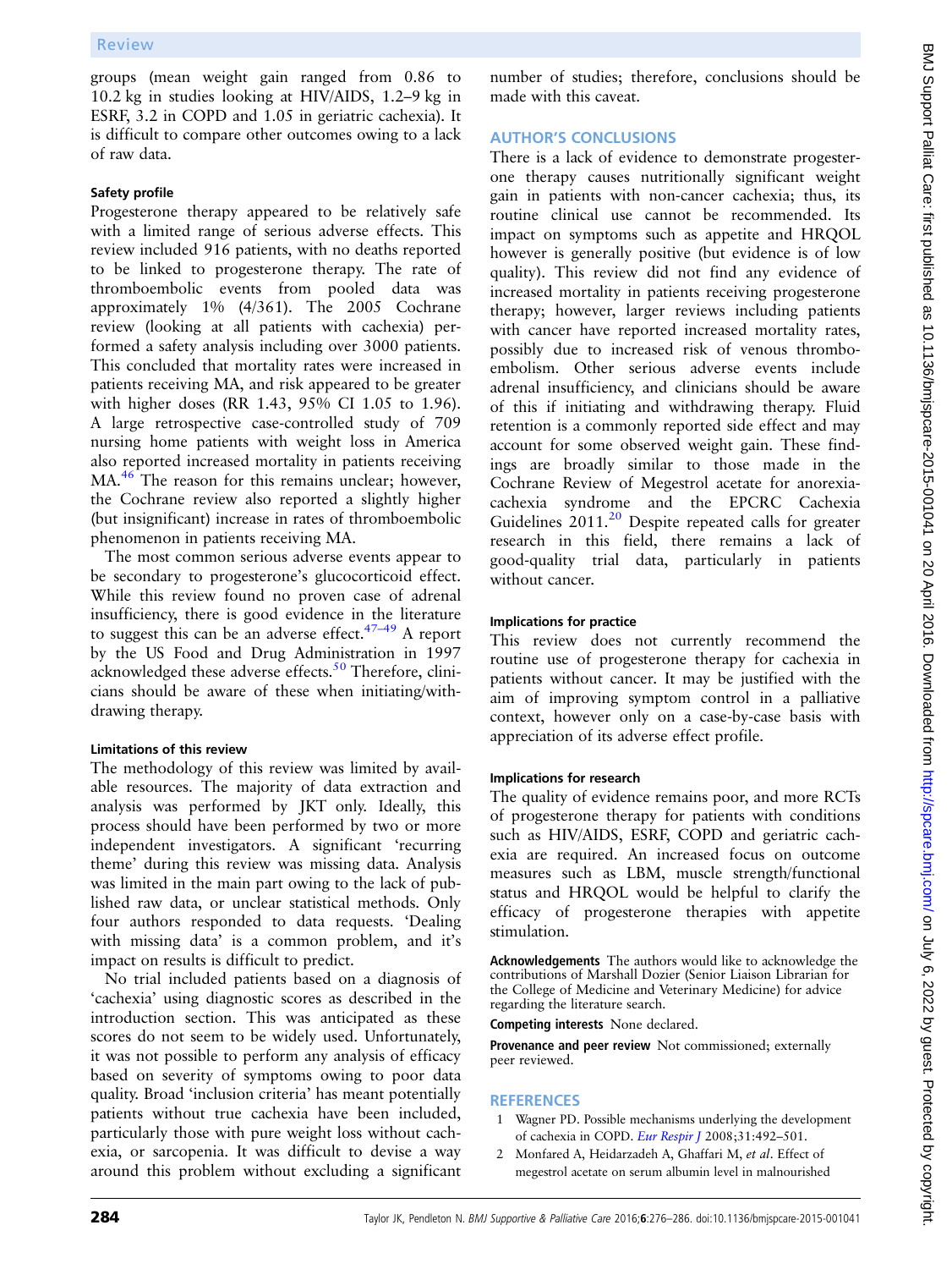groups (mean weight gain ranged from 0.86 to 10.2 kg in studies looking at HIV/AIDS, 1.2–9 kg in ESRF, 3.2 in COPD and 1.05 in geriatric cachexia). It is difficult to compare other outcomes owing to a lack of raw data.

#### Safety profile

Progesterone therapy appeared to be relatively safe with a limited range of serious adverse effects. This review included 916 patients, with no deaths reported to be linked to progesterone therapy. The rate of thromboembolic events from pooled data was approximately 1% (4/361). The 2005 Cochrane review (looking at all patients with cachexia) performed a safety analysis including over 3000 patients. This concluded that mortality rates were increased in patients receiving MA, and risk appeared to be greater with higher doses (RR 1.43, 95% CI 1.05 to 1.96). A large retrospective case-controlled study of 709 nursing home patients with weight loss in America also reported increased mortality in patients receiving MA.[46] The reason for this remains unclear; however, the Cochrane review also reported a slightly higher (but insignificant) increase in rates of thromboembolic phenomenon in patients receiving MA.

The most common serious adverse events appear to be secondary to progesterone's glucocorticoid effect. While this review found no proven case of adrenal insufficiency, there is good evidence in the literature to suggest this can be an adverse effect.[47–49] A report by the US Food and Drug Administration in 1997 acknowledged these adverse effects.[50] Therefore, clinicians should be aware of these when initiating/withdrawing therapy.

#### Limitations of this review

The methodology of this review was limited by available resources. The majority of data extraction and analysis was performed by JKT only. Ideally, this process should have been performed by two or more independent investigators. A significant 'recurring theme' during this review was missing data. Analysis was limited in the main part owing to the lack of published raw data, or unclear statistical methods. Only four authors responded to data requests. 'Dealing with missing data' is a common problem, and it's impact on results is difficult to predict.

No trial included patients based on a diagnosis of 'cachexia' using diagnostic scores as described in the introduction section. This was anticipated as these scores do not seem to be widely used. Unfortunately, it was not possible to perform any analysis of efficacy based on severity of symptoms owing to poor data quality. Broad 'inclusion criteria' has meant potentially patients without true cachexia have been included, particularly those with pure weight loss without cachexia, or sarcopenia. It was difficult to devise a way around this problem without excluding a significant number of studies; therefore, conclusions should be made with this caveat.

## AUTHOR'S CONCLUSIONS

There is a lack of evidence to demonstrate progesterone therapy causes nutritionally significant weight gain in patients with non-cancer cachexia; thus, its routine clinical use cannot be recommended. Its impact on symptoms such as appetite and HRQOL however is generally positive (but evidence is of low quality). This review did not find any evidence of increased mortality in patients receiving progesterone therapy; however, larger reviews including patients with cancer have reported increased mortality rates, possibly due to increased risk of venous thromboembolism. Other serious adverse events include adrenal insufficiency, and clinicians should be aware of this if initiating and withdrawing therapy. Fluid retention is a commonly reported side effect and may account for some observed weight gain. These findings are broadly similar to those made in the Cochrane Review of Megestrol acetate for anorexia-cachexia syndrome and the EPCRC Cachexia Guidelines 2011.[20] Despite repeated calls for greater research in this field, there remains a lack of good-quality trial data, particularly in patients without cancer.

#### Implications for practice

This review does not currently recommend the routine use of progesterone therapy for cachexia in patients without cancer. It may be justified with the aim of improving symptom control in a palliative context, however only on a case-by-case basis with appreciation of its adverse effect profile.

#### Implications for research

The quality of evidence remains poor, and more RCTs of progesterone therapy for patients with conditions such as HIV/AIDS, ESRF, COPD and geriatric cachexia are required. An increased focus on outcome measures such as LBM, muscle strength/functional status and HRQOL would be helpful to clarify the efficacy of progesterone therapies with appetite stimulation.

**Acknowledgements** The authors would like to acknowledge the contributions of Marshall Dozier (Senior Liaison Librarian for the College of Medicine and Veterinary Medicine) for advice regarding the literature search.

**Competing interests** None declared.

**Provenance and peer review** Not commissioned; externally peer reviewed.

## REFERENCES

1. Wagner PD. Possible mechanisms underlying the development of cachexia in COPD. *Eur Respir J* 2008;31:492–501.
2. Monfared A, Heidarzadeh A, Ghaffari M, *et al*. Effect of megestrol acetate on serum albumin level in malnourished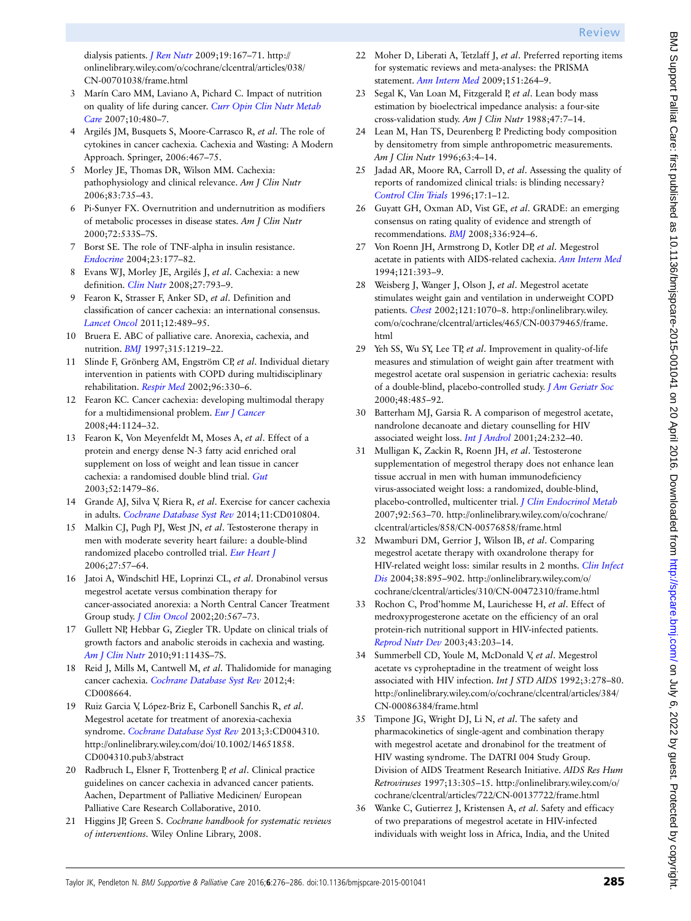dialysis patients. *J Ren Nutr* 2009;19:167–71. http://onlinelibrary.wiley.com/o/cochrane/clcentral/articles/038/CN-00701038/frame.html

3. Marín Caro MM, Laviano A, Pichard C. Impact of nutrition on quality of life during cancer. *Curr Opin Clin Nutr Metab Care* 2007;10:480–7.
4. Argilés JM, Busquets S, Moore-Carrasco R, *et al*. The role of cytokines in cancer cachexia. Cachexia and Wasting: A Modern Approach. Springer, 2006:467–75.
5. Morley JE, Thomas DR, Wilson MM. Cachexia: pathophysiology and clinical relevance. *Am J Clin Nutr* 2006;83:735–43.
6. Pi-Sunyer FX. Overnutrition and undernutrition as modifiers of metabolic processes in disease states. *Am J Clin Nutr* 2000;72:533S–7S.
7. Borst SE. The role of TNF-alpha in insulin resistance. *Endocrine* 2004;23:177–82.
8. Evans WJ, Morley JE, Argilés J, *et al*. Cachexia: a new definition. *Clin Nutr* 2008;27:793–9.
9. Fearon K, Strasser F, Anker SD, *et al*. Definition and classification of cancer cachexia: an international consensus. *Lancet Oncol* 2011;12:489–95.
10. Bruera E. ABC of palliative care. Anorexia, cachexia, and nutrition. *BMJ* 1997;315:1219–22.
11. Slinde F, Grönberg AM, Engström CP, *et al*. Individual dietary intervention in patients with COPD during multidisciplinary rehabilitation. *Respir Med* 2002;96:330–6.
12. Fearon KC. Cancer cachexia: developing multimodal therapy for a multidimensional problem. *Eur J Cancer* 2008;44:1124–32.
13. Fearon K, Von Meyenfeldt M, Moses A, *et al*. Effect of a protein and energy dense N-3 fatty acid enriched oral supplement on loss of weight and lean tissue in cancer cachexia: a randomised double blind trial. *Gut* 2003;52:1479–86.
14. Grande AJ, Silva V, Riera R, *et al*. Exercise for cancer cachexia in adults. *Cochrane Database Syst Rev* 2014;11:CD010804.
15. Malkin CJ, Pugh PJ, West JN, *et al*. Testosterone therapy in men with moderate severity heart failure: a double-blind randomized placebo controlled trial. *Eur Heart J* 2006;27:57–64.
16. Jatoi A, Windschitl HE, Loprinzi CL, *et al*. Dronabinol versus megestrol acetate versus combination therapy for cancer-associated anorexia: a North Central Cancer Treatment Group study. *J Clin Oncol* 2002;20:567–73.
17. Gullett NP, Hebbar G, Ziegler TR. Update on clinical trials of growth factors and anabolic steroids in cachexia and wasting. *Am J Clin Nutr* 2010;91:1143S–7S.
18. Reid J, Mills M, Cantwell M, *et al*. Thalidomide for managing cancer cachexia. *Cochrane Database Syst Rev* 2012;4:CD008664.
19. Ruiz Garcia V, López-Briz E, Carbonell Sanchis R, *et al*. Megestrol acetate for treatment of anorexia-cachexia syndrome. *Cochrane Database Syst Rev* 2013;3:CD004310. http://onlinelibrary.wiley.com/doi/10.1002/14651858.CD004310.pub3/abstract
20. Radbruch L, Elsner F, Trottenberg P, *et al*. Clinical practice guidelines on cancer cachexia in advanced cancer patients. Aachen, Department of Palliative Medicinen/ European Palliative Care Research Collaborative, 2010.
21. Higgins JP, Green S. *Cochrane handbook for systematic reviews of interventions*. Wiley Online Library, 2008.
22. Moher D, Liberati A, Tetzlaff J, *et al*. Preferred reporting items for systematic reviews and meta-analyses: the PRISMA statement. *Ann Intern Med* 2009;151:264–9.
23. Segal K, Van Loan M, Fitzgerald P, *et al*. Lean body mass estimation by bioelectrical impedance analysis: a four-site cross-validation study. *Am J Clin Nutr* 1988;47:7–14.
24. Lean M, Han TS, Deurenberg P. Predicting body composition by densitometry from simple anthropometric measurements. *Am J Clin Nutr* 1996;63:4–14.
25. Jadad AR, Moore RA, Carroll D, *et al*. Assessing the quality of reports of randomized clinical trials: is blinding necessary? *Control Clin Trials* 1996;17:1–12.
26. Guyatt GH, Oxman AD, Vist GE, *et al*. GRADE: an emerging consensus on rating quality of evidence and strength of recommendations. *BMJ* 2008;336:924–6.
27. Von Roenn JH, Armstrong D, Kotler DP, *et al*. Megestrol acetate in patients with AIDS-related cachexia. *Ann Intern Med* 1994;121:393–9.
28. Weisberg J, Wanger J, Olson J, *et al*. Megestrol acetate stimulates weight gain and ventilation in underweight COPD patients. *Chest* 2002;121:1070–8. http://onlinelibrary.wiley.com/o/cochrane/clcentral/articles/465/CN-00379465/frame.html
29. Yeh SS, Wu SY, Lee TP, *et al*. Improvement in quality-of-life measures and stimulation of weight gain after treatment with megestrol acetate oral suspension in geriatric cachexia: results of a double-blind, placebo-controlled study. *J Am Geriatr Soc* 2000;48:485–92.
30. Batterham MJ, Garsia R. A comparison of megestrol acetate, nandrolone decanoate and dietary counselling for HIV associated weight loss. *Int J Androl* 2001;24:232–40.
31. Mulligan K, Zackin R, Roenn JH, *et al*. Testosterone supplementation of megestrol therapy does not enhance lean tissue accrual in men with human immunodeficiency virus-associated weight loss: a randomized, double-blind, placebo-controlled, multicenter trial. *J Clin Endocrinol Metab* 2007;92:563–70. http://onlinelibrary.wiley.com/o/cochrane/clcentral/articles/858/CN-00576858/frame.html
32. Mwamburi DM, Gerrior J, Wilson IB, *et al*. Comparing megestrol acetate therapy with oxandrolone therapy for HIV-related weight loss: similar results in 2 months. *Clin Infect Dis* 2004;38:895–902. http://onlinelibrary.wiley.com/o/cochrane/clcentral/articles/310/CN-00472310/frame.html
33. Rochon C, Prod'homme M, Laurichesse H, *et al*. Effect of medroxyprogesterone acetate on the efficiency of an oral protein-rich nutritional support in HIV-infected patients. *Reprod Nutr Dev* 2003;43:203–14.
34. Summerbell CD, Youle M, McDonald V, *et al*. Megestrol acetate vs cyproheptadine in the treatment of weight loss associated with HIV infection. *Int J STD AIDS* 1992;3:278–80. http://onlinelibrary.wiley.com/o/cochrane/clcentral/articles/384/CN-00086384/frame.html
35. Timpone JG, Wright DJ, Li N, *et al*. The safety and pharmacokinetics of single-agent and combination therapy with megestrol acetate and dronabinol for the treatment of HIV wasting syndrome. The DATRI 004 Study Group. Division of AIDS Treatment Research Initiative. *AIDS Res Hum Retroviruses* 1997;13:305–15. http://onlinelibrary.wiley.com/o/cochrane/clcentral/articles/722/CN-00137722/frame.html
36. Wanke C, Gutierrez J, Kristensen A, *et al*. Safety and efficacy of two preparations of megestrol acetate in HIV-infected individuals with weight loss in Africa, India, and the United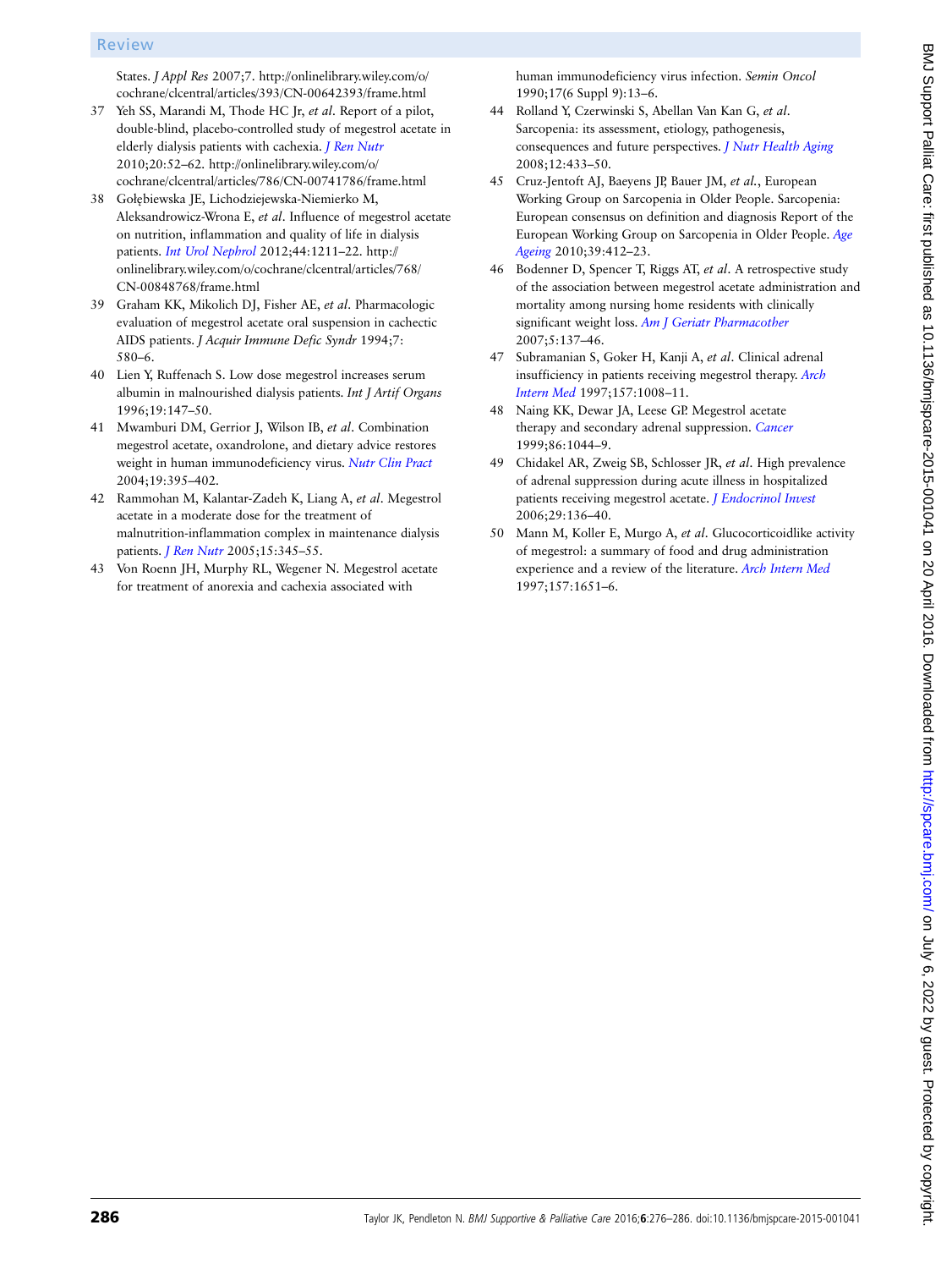States. *J Appl Res* 2007;7. http://onlinelibrary.wiley.com/o/cochrane/clcentral/articles/393/CN-00642393/frame.html

37 Yeh SS, Marandi M, Thode HC Jr, *et al*. Report of a pilot, double-blind, placebo-controlled study of megestrol acetate in elderly dialysis patients with cachexia. *J Ren Nutr* 2010;20:52–62. http://onlinelibrary.wiley.com/o/cochrane/clcentral/articles/786/CN-00741786/frame.html

38 Gołębiewska JE, Lichodziejewska-Niemierko M, Aleksandrowicz-Wrona E, *et al*. Influence of megestrol acetate on nutrition, inflammation and quality of life in dialysis patients. *Int Urol Nephrol* 2012;44:1211–22. http://onlinelibrary.wiley.com/o/cochrane/clcentral/articles/768/CN-00848768/frame.html

39 Graham KK, Mikolich DJ, Fisher AE, *et al*. Pharmacologic evaluation of megestrol acetate oral suspension in cachectic AIDS patients. *J Acquir Immune Defic Syndr* 1994;7:580–6.

40 Lien Y, Ruffenach S. Low dose megestrol increases serum albumin in malnourished dialysis patients. *Int J Artif Organs* 1996;19:147–50.

41 Mwamburi DM, Gerrior J, Wilson IB, *et al*. Combination megestrol acetate, oxandrolone, and dietary advice restores weight in human immunodeficiency virus. *Nutr Clin Pract* 2004;19:395–402.

42 Rammohan M, Kalantar-Zadeh K, Liang A, *et al*. Megestrol acetate in a moderate dose for the treatment of malnutrition-inflammation complex in maintenance dialysis patients. *J Ren Nutr* 2005;15:345–55.

43 Von Roenn JH, Murphy RL, Wegener N. Megestrol acetate for treatment of anorexia and cachexia associated with human immunodeficiency virus infection. *Semin Oncol* 1990;17(6 Suppl 9):13–6.

44 Rolland Y, Czerwinski S, Abellan Van Kan G, *et al*. Sarcopenia: its assessment, etiology, pathogenesis, consequences and future perspectives. *J Nutr Health Aging* 2008;12:433–50.

45 Cruz-Jentoft AJ, Baeyens JP, Bauer JM, *et al*., European Working Group on Sarcopenia in Older People. Sarcopenia: European consensus on definition and diagnosis Report of the European Working Group on Sarcopenia in Older People. *Age Ageing* 2010;39:412–23.

46 Bodenner D, Spencer T, Riggs AT, *et al*. A retrospective study of the association between megestrol acetate administration and mortality among nursing home residents with clinically significant weight loss. *Am J Geriatr Pharmacother* 2007;5:137–46.

47 Subramanian S, Goker H, Kanji A, *et al*. Clinical adrenal insufficiency in patients receiving megestrol therapy. *Arch Intern Med* 1997;157:1008–11.

48 Naing KK, Dewar JA, Leese GP. Megestrol acetate therapy and secondary adrenal suppression. *Cancer* 1999;86:1044–9.

49 Chidakel AR, Zweig SB, Schlosser JR, *et al*. High prevalence of adrenal suppression during acute illness in hospitalized patients receiving megestrol acetate. *J Endocrinol Invest* 2006;29:136–40.

50 Mann M, Koller E, Murgo A, *et al*. Glucocorticoidlike activity of megestrol: a summary of food and drug administration experience and a review of the literature. *Arch Intern Med* 1997;157:1651–6.